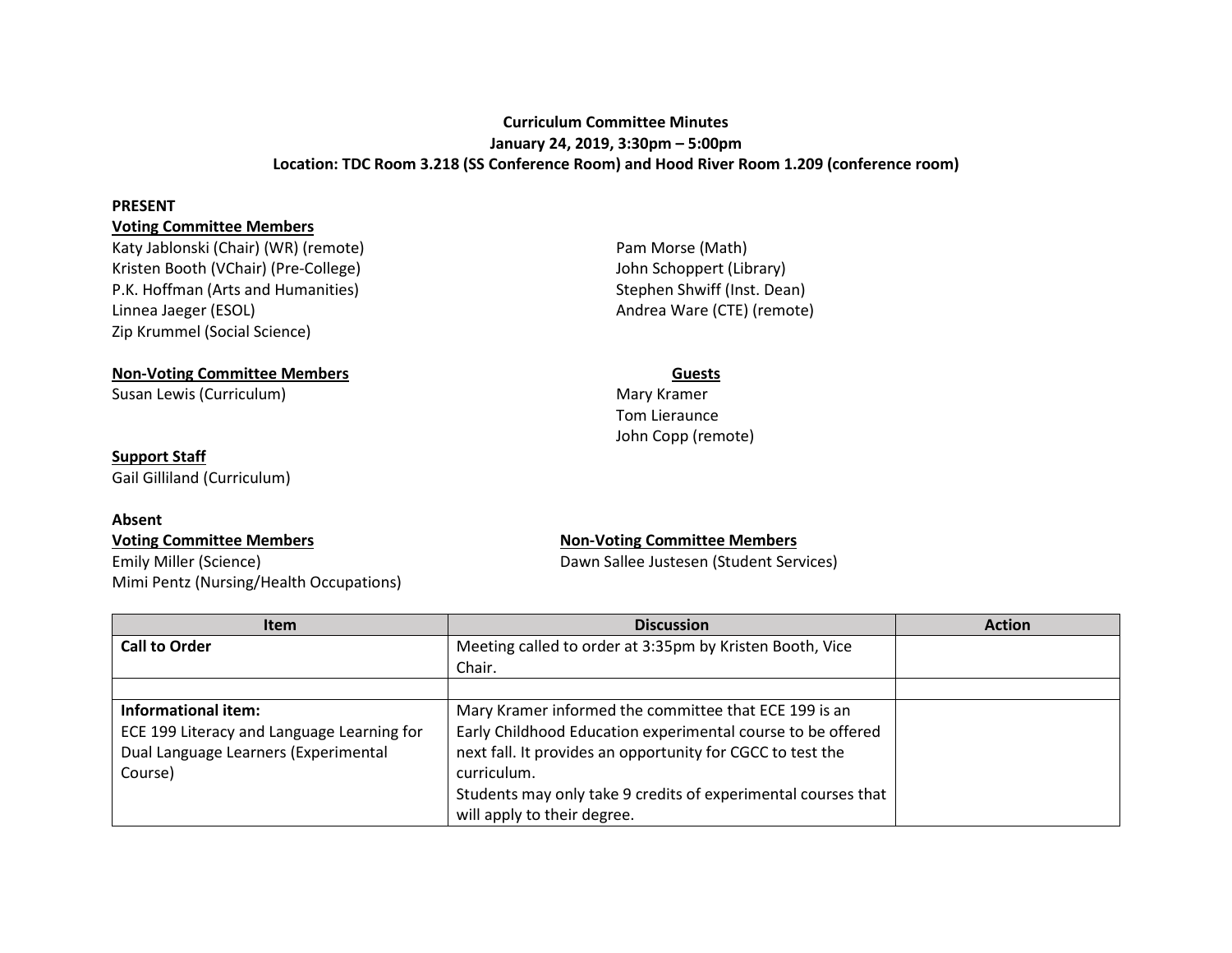**Curriculum Committee Minutes**
**January 24, 2019, 3:30pm – 5:00pm**
**Location: TDC Room 3.218 (SS Conference Room) and Hood River Room 1.209 (conference room)**

**PRESENT**

**Voting Committee Members**

Katy Jablonski (Chair) (WR) (remote)
Kristen Booth (VChair) (Pre-College)
P.K. Hoffman (Arts and Humanities)
Linnea Jaeger (ESOL)
Zip Krummel (Social Science)
Pam Morse (Math)
John Schoppert (Library)
Stephen Shwiff (Inst. Dean)
Andrea Ware (CTE) (remote)

**Non-Voting Committee Members**

Susan Lewis (Curriculum)

**Guests**

Mary Kramer
Tom Lieraunce
John Copp (remote)

**Support Staff**

Gail Gilliland (Curriculum)

**Absent**

**Voting Committee Members**

Emily Miller (Science)
Mimi Pentz (Nursing/Health Occupations)

**Non-Voting Committee Members**

Dawn Sallee Justesen (Student Services)

| Item | Discussion | Action |
| --- | --- | --- |
| **Call to Order** | Meeting called to order at 3:35pm by Kristen Booth, Vice Chair. | |
| | | |
| **Informational item:** ECE 199 Literacy and Language Learning for Dual Language Learners (Experimental Course) | Mary Kramer informed the committee that ECE 199 is an Early Childhood Education experimental course to be offered next fall. It provides an opportunity for CGCC to test the curriculum. Students may only take 9 credits of experimental courses that will apply to their degree. | |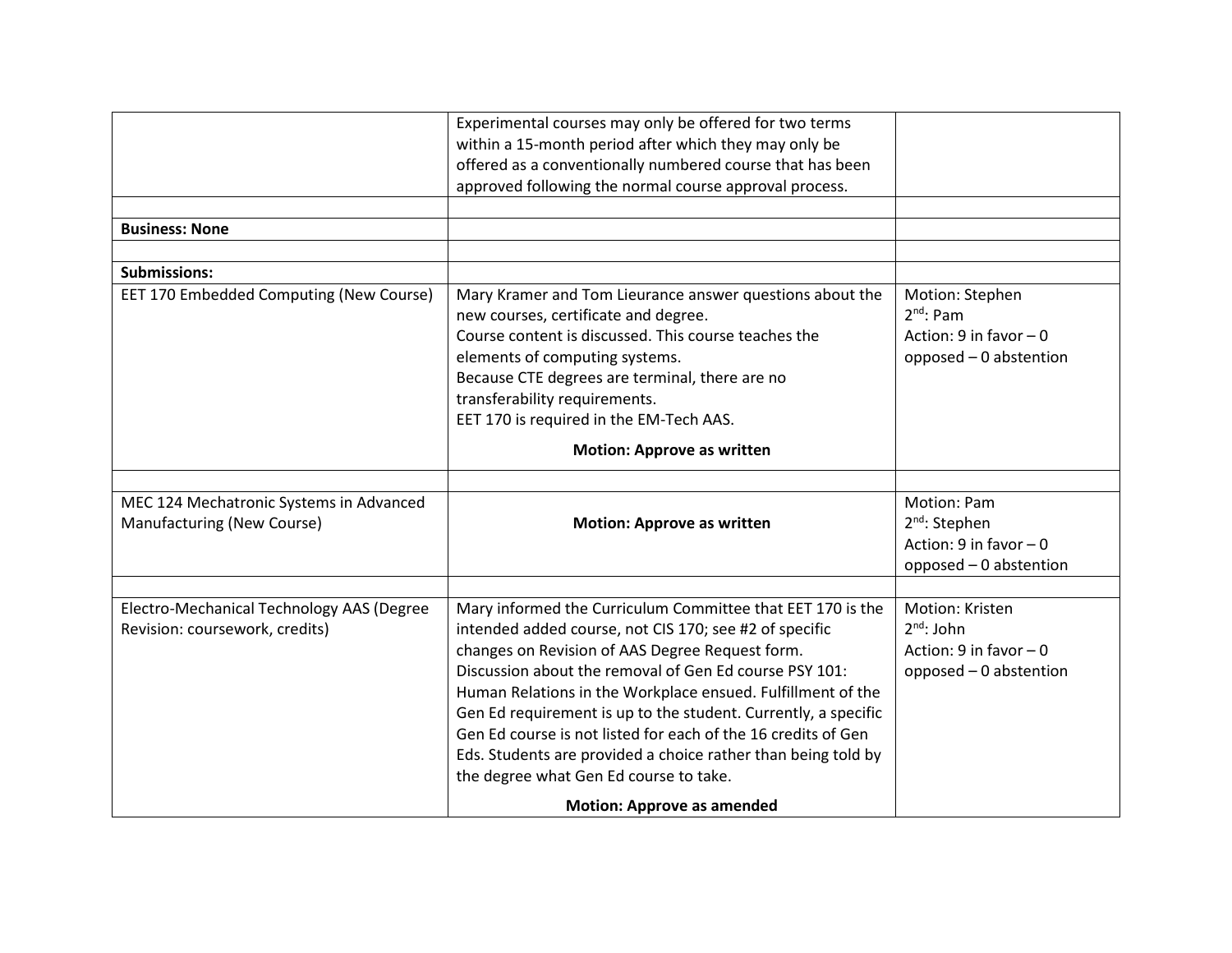| | | |
|---|---|---|
| | Experimental courses may only be offered for two terms within a 15-month period after which they may only be offered as a conventionally numbered course that has been approved following the normal course approval process. | |
| | | |
| **Business: None** | | |
| | | |
| **Submissions:** | | |
| EET 170 Embedded Computing (New Course) | Mary Kramer and Tom Lieurance answer questions about the new courses, certificate and degree.<br>Course content is discussed. This course teaches the elements of computing systems.<br>Because CTE degrees are terminal, there are no transferability requirements.<br>EET 170 is required in the EM-Tech AAS.<br>**Motion: Approve as written** | Motion: Stephen<br>2nd: Pam<br>Action: 9 in favor – 0 opposed – 0 abstention |
| | | |
| MEC 124 Mechatronic Systems in Advanced Manufacturing (New Course) | **Motion: Approve as written** | Motion: Pam<br>2nd: Stephen<br>Action: 9 in favor – 0 opposed – 0 abstention |
| | | |
| Electro-Mechanical Technology AAS (Degree Revision: coursework, credits) | Mary informed the Curriculum Committee that EET 170 is the intended added course, not CIS 170; see #2 of specific changes on Revision of AAS Degree Request form.<br>Discussion about the removal of Gen Ed course PSY 101: Human Relations in the Workplace ensued. Fulfillment of the Gen Ed requirement is up to the student. Currently, a specific Gen Ed course is not listed for each of the 16 credits of Gen Eds. Students are provided a choice rather than being told by the degree what Gen Ed course to take.<br>**Motion: Approve as amended** | Motion: Kristen<br>2nd: John<br>Action: 9 in favor – 0 opposed – 0 abstention |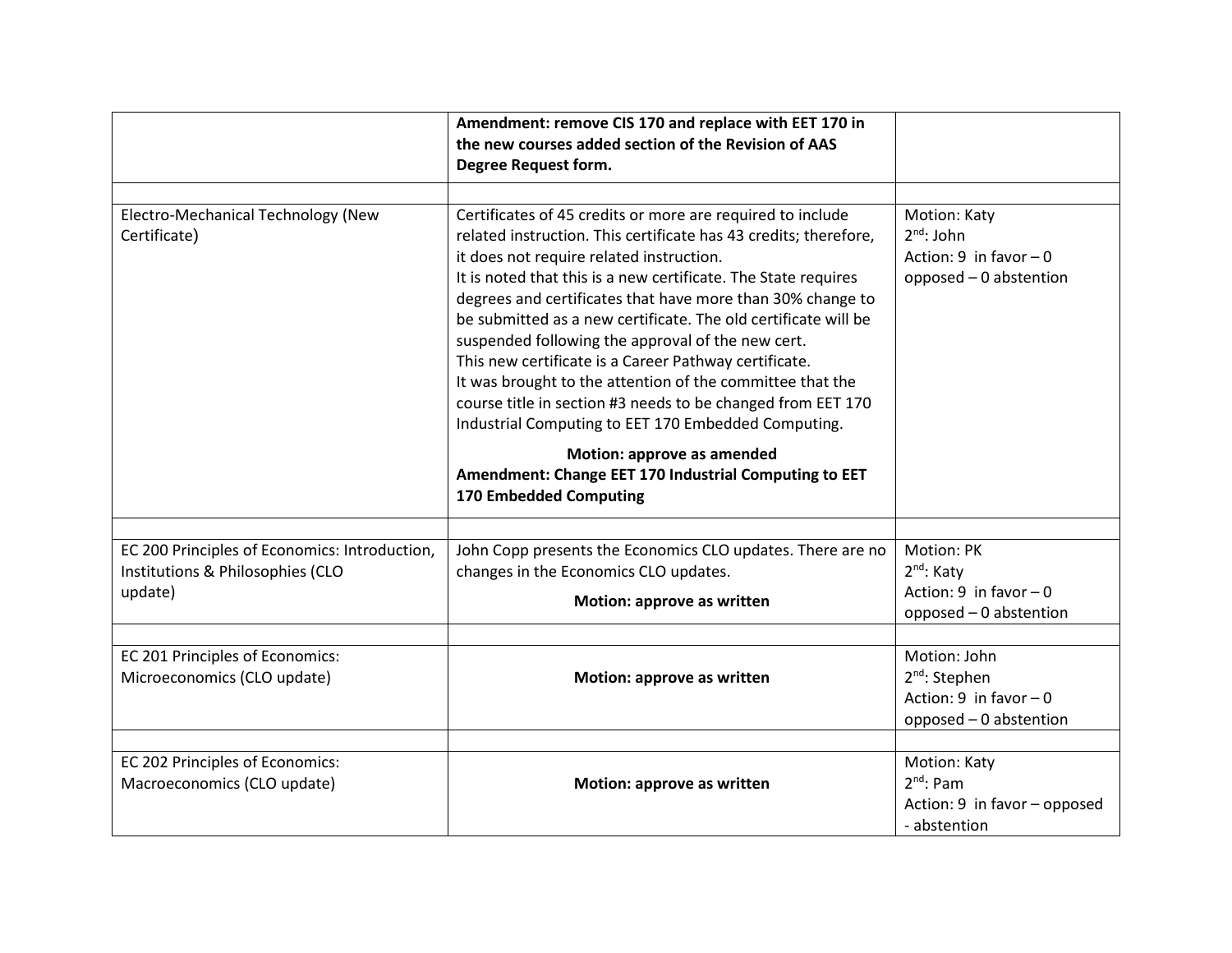|  |  |  |
|---|---|---|
|  | **Amendment: remove CIS 170 and replace with EET 170 in the new courses added section of the Revision of AAS Degree Request form.** |  |
|  |  |  |
| Electro-Mechanical Technology (New Certificate) | Certificates of 45 credits or more are required to include related instruction. This certificate has 43 credits; therefore, it does not require related instruction.<br>It is noted that this is a new certificate. The State requires degrees and certificates that have more than 30% change to be submitted as a new certificate. The old certificate will be suspended following the approval of the new cert.<br>This new certificate is a Career Pathway certificate.<br>It was brought to the attention of the committee that the course title in section #3 needs to be changed from EET 170 Industrial Computing to EET 170 Embedded Computing.<br>**Motion: approve as amended**<br>**Amendment: Change EET 170 Industrial Computing to EET 170 Embedded Computing** | Motion: Katy<br>2nd: John<br>Action: 9 in favor – 0 opposed – 0 abstention |
|  |  |  |
| EC 200 Principles of Economics: Introduction, Institutions & Philosophies (CLO update) | John Copp presents the Economics CLO updates. There are no changes in the Economics CLO updates.<br>**Motion: approve as written** | Motion: PK<br>2nd: Katy<br>Action: 9 in favor – 0 opposed – 0 abstention |
|  |  |  |
| EC 201 Principles of Economics: Microeconomics (CLO update) | **Motion: approve as written** | Motion: John<br>2nd: Stephen<br>Action: 9 in favor – 0 opposed – 0 abstention |
|  |  |  |
| EC 202 Principles of Economics: Macroeconomics (CLO update) | **Motion: approve as written** | Motion: Katy<br>2nd: Pam<br>Action: 9 in favor – opposed - abstention |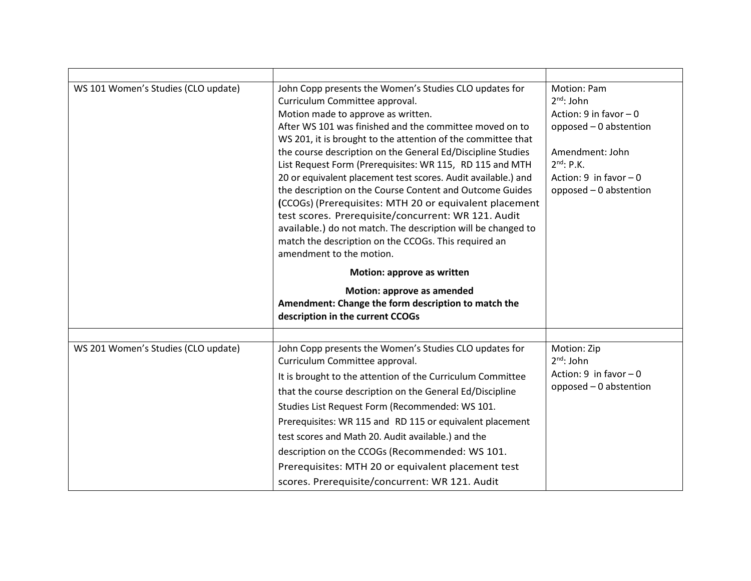| | | |
|---|---|---|
| WS 101 Women's Studies (CLO update) | John Copp presents the Women's Studies CLO updates for Curriculum Committee approval.<br>Motion made to approve as written.<br>After WS 101 was finished and the committee moved on to WS 201, it is brought to the attention of the committee that the course description on the General Ed/Discipline Studies List Request Form (Prerequisites: WR 115, RD 115 and MTH 20 or equivalent placement test scores. Audit available.) and the description on the Course Content and Outcome Guides (CCOGs) (Prerequisites: MTH 20 or equivalent placement test scores. Prerequisite/concurrent: WR 121. Audit available.) do not match. The description will be changed to match the description on the CCOGs. This required an amendment to the motion.<br>**Motion: approve as written**<br>**Motion: approve as amended**<br>**Amendment: Change the form description to match the description in the current CCOGs** | Motion: Pam<br>2nd: John<br>Action: 9 in favor – 0 opposed – 0 abstention<br><br>Amendment: John<br>2nd: P.K.<br>Action: 9 in favor – 0 opposed – 0 abstention |
| | | |
| WS 201 Women's Studies (CLO update) | John Copp presents the Women's Studies CLO updates for Curriculum Committee approval.<br>It is brought to the attention of the Curriculum Committee that the course description on the General Ed/Discipline Studies List Request Form (Recommended: WS 101. Prerequisites: WR 115 and RD 115 or equivalent placement test scores and Math 20. Audit available.) and the description on the CCOGs (Recommended: WS 101. Prerequisites: MTH 20 or equivalent placement test scores. Prerequisite/concurrent: WR 121. Audit | Motion: Zip<br>2nd: John<br>Action: 9 in favor – 0 opposed – 0 abstention |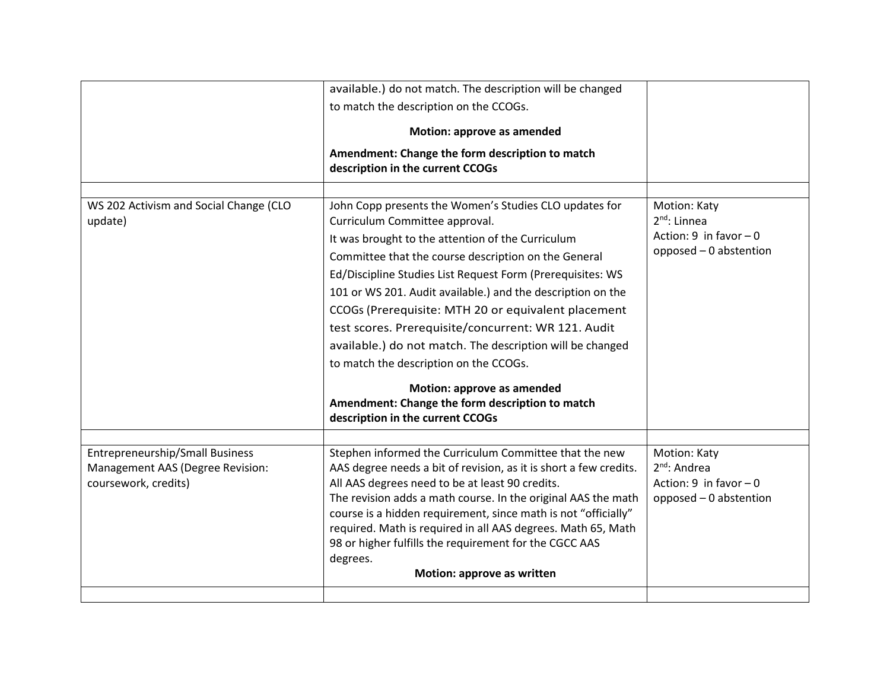| | | |
|---|---|---|
| | available.) do not match. The description will be changed to match the description on the CCOGs. **Motion: approve as amended** **Amendment: Change the form description to match description in the current CCOGs** | |
| | | |
| WS 202 Activism and Social Change (CLO update) | John Copp presents the Women's Studies CLO updates for Curriculum Committee approval. It was brought to the attention of the Curriculum Committee that the course description on the General Ed/Discipline Studies List Request Form (Prerequisites: WS 101 or WS 201. Audit available.) and the description on the CCOGs (Prerequisite: MTH 20 or equivalent placement test scores. Prerequisite/concurrent: WR 121. Audit available.) do not match. The description will be changed to match the description on the CCOGs. **Motion: approve as amended** **Amendment: Change the form description to match description in the current CCOGs** | Motion: Katy 2nd: Linnea Action: 9 in favor – 0 opposed – 0 abstention |
| | | |
| Entrepreneurship/Small Business Management AAS (Degree Revision: coursework, credits) | Stephen informed the Curriculum Committee that the new AAS degree needs a bit of revision, as it is short a few credits. All AAS degrees need to be at least 90 credits. The revision adds a math course. In the original AAS the math course is a hidden requirement, since math is not "officially" required. Math is required in all AAS degrees. Math 65, Math 98 or higher fulfills the requirement for the CGCC AAS degrees. **Motion: approve as written** | Motion: Katy 2nd: Andrea Action: 9 in favor – 0 opposed – 0 abstention |
| | | |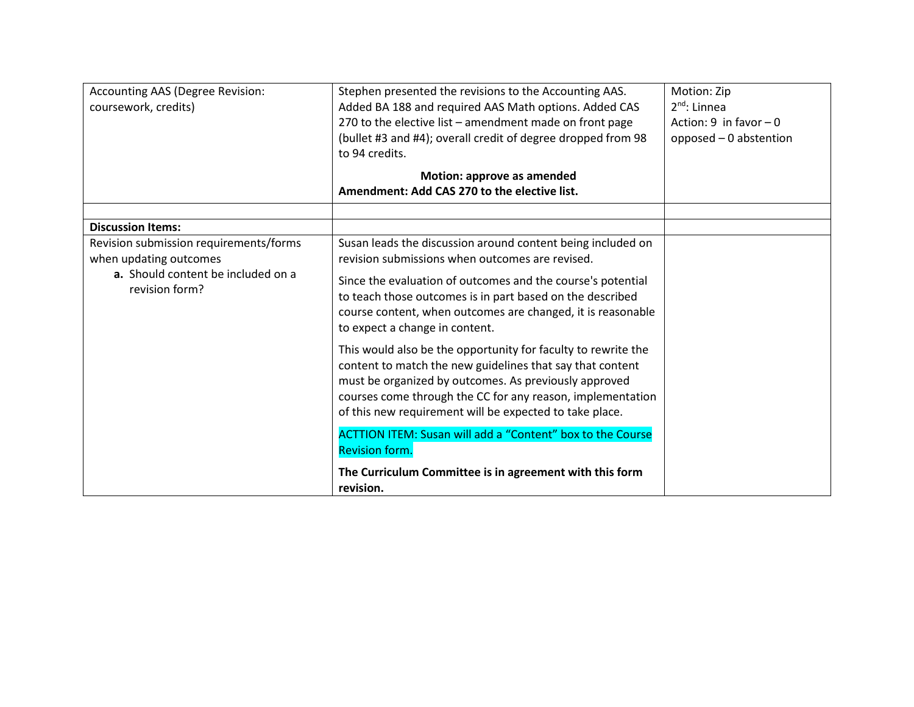| | | |
|---|---|---|
| Accounting AAS (Degree Revision: coursework, credits) | Stephen presented the revisions to the Accounting AAS. Added BA 188 and required AAS Math options. Added CAS 270 to the elective list – amendment made on front page (bullet #3 and #4); overall credit of degree dropped from 98 to 94 credits.<br><br>**Motion: approve as amended**<br>**Amendment: Add CAS 270 to the elective list.** | Motion: Zip<br>2nd: Linnea<br>Action: 9 in favor – 0 opposed – 0 abstention |
| | | |
| **Discussion Items:** | | |
| Revision submission requirements/forms when updating outcomes<br>**a.** Should content be included on a revision form? | Susan leads the discussion around content being included on revision submissions when outcomes are revised.<br><br>Since the evaluation of outcomes and the course's potential to teach those outcomes is in part based on the described course content, when outcomes are changed, it is reasonable to expect a change in content.<br><br>This would also be the opportunity for faculty to rewrite the content to match the new guidelines that say that content must be organized by outcomes. As previously approved courses come through the CC for any reason, implementation of this new requirement will be expected to take place.<br><br>ACTTION ITEM: Susan will add a "Content" box to the Course Revision form.<br><br>**The Curriculum Committee is in agreement with this form revision.** | |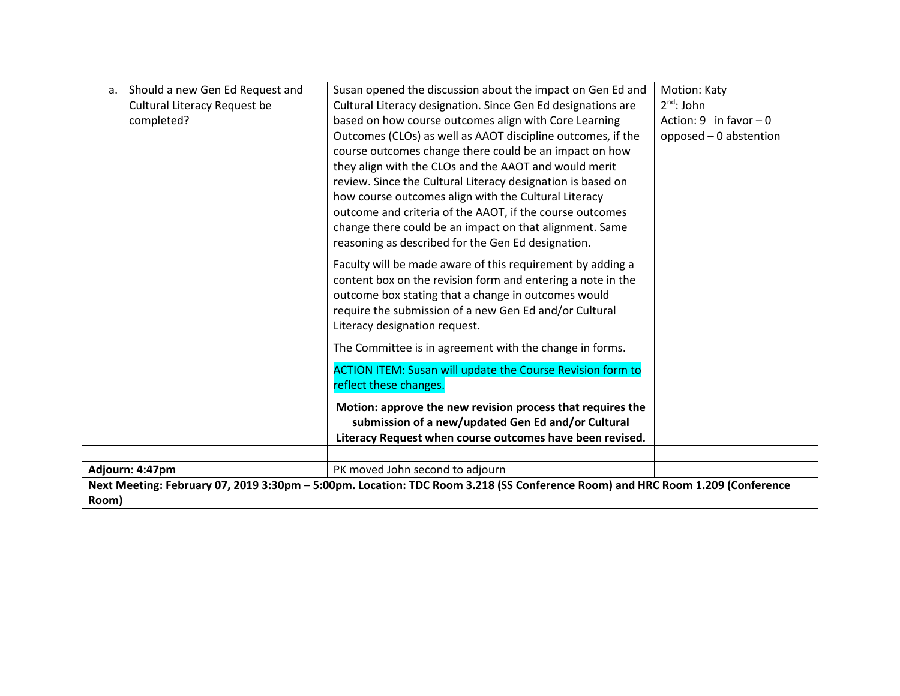| | | |
|---|---|---|
| a. Should a new Gen Ed Request and Cultural Literacy Request be completed? | Susan opened the discussion about the impact on Gen Ed and Cultural Literacy designation. Since Gen Ed designations are based on how course outcomes align with Core Learning Outcomes (CLOs) as well as AAOT discipline outcomes, if the course outcomes change there could be an impact on how they align with the CLOs and the AAOT and would merit review. Since the Cultural Literacy designation is based on how course outcomes align with the Cultural Literacy outcome and criteria of the AAOT, if the course outcomes change there could be an impact on that alignment. Same reasoning as described for the Gen Ed designation.<br><br>Faculty will be made aware of this requirement by adding a content box on the revision form and entering a note in the outcome box stating that a change in outcomes would require the submission of a new Gen Ed and/or Cultural Literacy designation request.<br><br>The Committee is in agreement with the change in forms.<br><br>ACTION ITEM: Susan will update the Course Revision form to reflect these changes.<br><br>**Motion: approve the new revision process that requires the submission of a new/updated Gen Ed and/or Cultural Literacy Request when course outcomes have been revised.** | Motion: Katy<br>2nd: John<br>Action: 9 in favor – 0 opposed – 0 abstention |
| | | |
| **Adjourn: 4:47pm** | PK moved John second to adjourn | |
| **Next Meeting: February 07, 2019 3:30pm – 5:00pm. Location: TDC Room 3.218 (SS Conference Room) and HRC Room 1.209 (Conference Room)** | | |